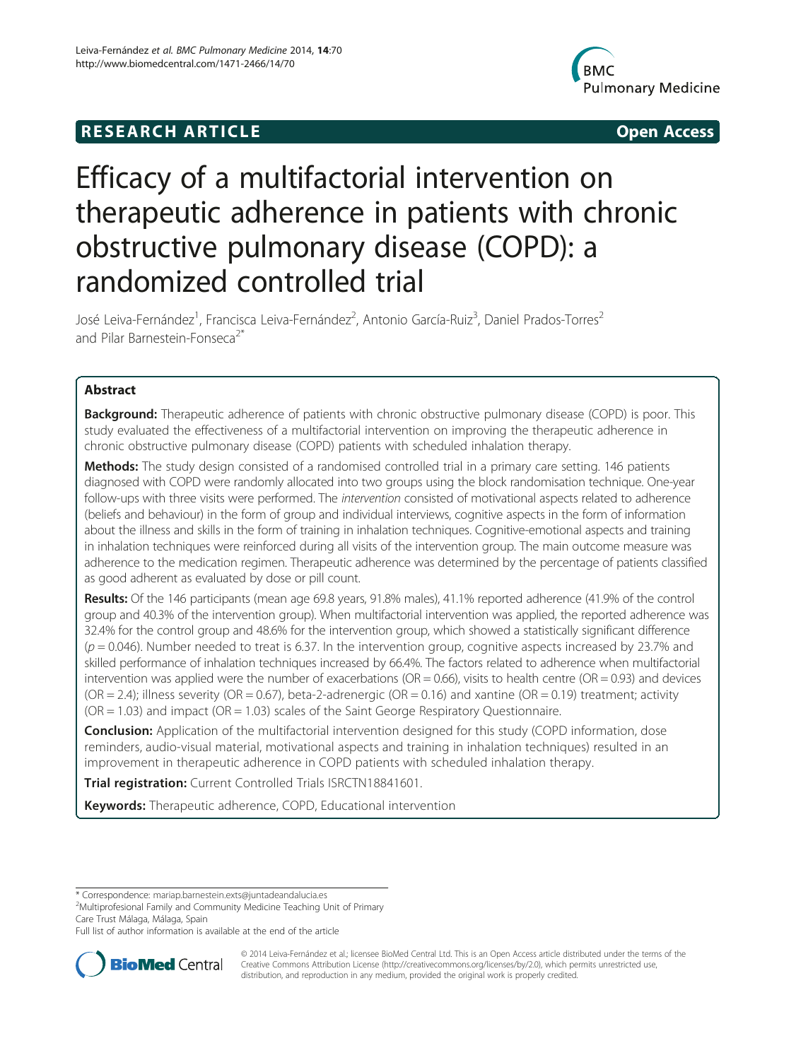RESEARCH ARTICLE

Open Access

# Efficacy of a multifactorial intervention on therapeutic adherence in patients with chronic obstructive pulmonary disease (COPD): a randomized controlled trial

José Leiva-Fernández[1], Francisca Leiva-Fernández[2], Antonio García-Ruiz[3], Daniel Prados-Torres[2] and Pilar Barnestein-Fonseca[2*]

## Abstract

**Background:** Therapeutic adherence of patients with chronic obstructive pulmonary disease (COPD) is poor. This study evaluated the effectiveness of a multifactorial intervention on improving the therapeutic adherence in chronic obstructive pulmonary disease (COPD) patients with scheduled inhalation therapy.

**Methods:** The study design consisted of a randomised controlled trial in a primary care setting. 146 patients diagnosed with COPD were randomly allocated into two groups using the block randomisation technique. One-year follow-ups with three visits were performed. The *intervention* consisted of motivational aspects related to adherence (beliefs and behaviour) in the form of group and individual interviews, cognitive aspects in the form of information about the illness and skills in the form of training in inhalation techniques. Cognitive-emotional aspects and training in inhalation techniques were reinforced during all visits of the intervention group. The main outcome measure was adherence to the medication regimen. Therapeutic adherence was determined by the percentage of patients classified as good adherent as evaluated by dose or pill count.

**Results:** Of the 146 participants (mean age 69.8 years, 91.8% males), 41.1% reported adherence (41.9% of the control group and 40.3% of the intervention group). When multifactorial intervention was applied, the reported adherence was 32.4% for the control group and 48.6% for the intervention group, which showed a statistically significant difference ($p = 0.046$). Number needed to treat is 6.37. In the intervention group, cognitive aspects increased by 23.7% and skilled performance of inhalation techniques increased by 66.4%. The factors related to adherence when multifactorial intervention was applied were the number of exacerbations (OR = 0.66), visits to health centre (OR = 0.93) and devices (OR = 2.4); illness severity (OR = 0.67), beta-2-adrenergic (OR = 0.16) and xantine (OR = 0.19) treatment; activity (OR = 1.03) and impact (OR = 1.03) scales of the Saint George Respiratory Questionnaire.

**Conclusion:** Application of the multifactorial intervention designed for this study (COPD information, dose reminders, audio-visual material, motivational aspects and training in inhalation techniques) resulted in an improvement in therapeutic adherence in COPD patients with scheduled inhalation therapy.

**Trial registration:** Current Controlled Trials ISRCTN18841601.

**Keywords:** Therapeutic adherence, COPD, Educational intervention

\* Correspondence: mariap.barnestein.exts@juntadeandalucia.es
[2]Multiprofesional Family and Community Medicine Teaching Unit of Primary Care Trust Málaga, Málaga, Spain
Full list of author information is available at the end of the article

© 2014 Leiva-Fernández et al.; licensee BioMed Central Ltd. This is an Open Access article distributed under the terms of the Creative Commons Attribution License (http://creativecommons.org/licenses/by/2.0), which permits unrestricted use, distribution, and reproduction in any medium, provided the original work is properly credited.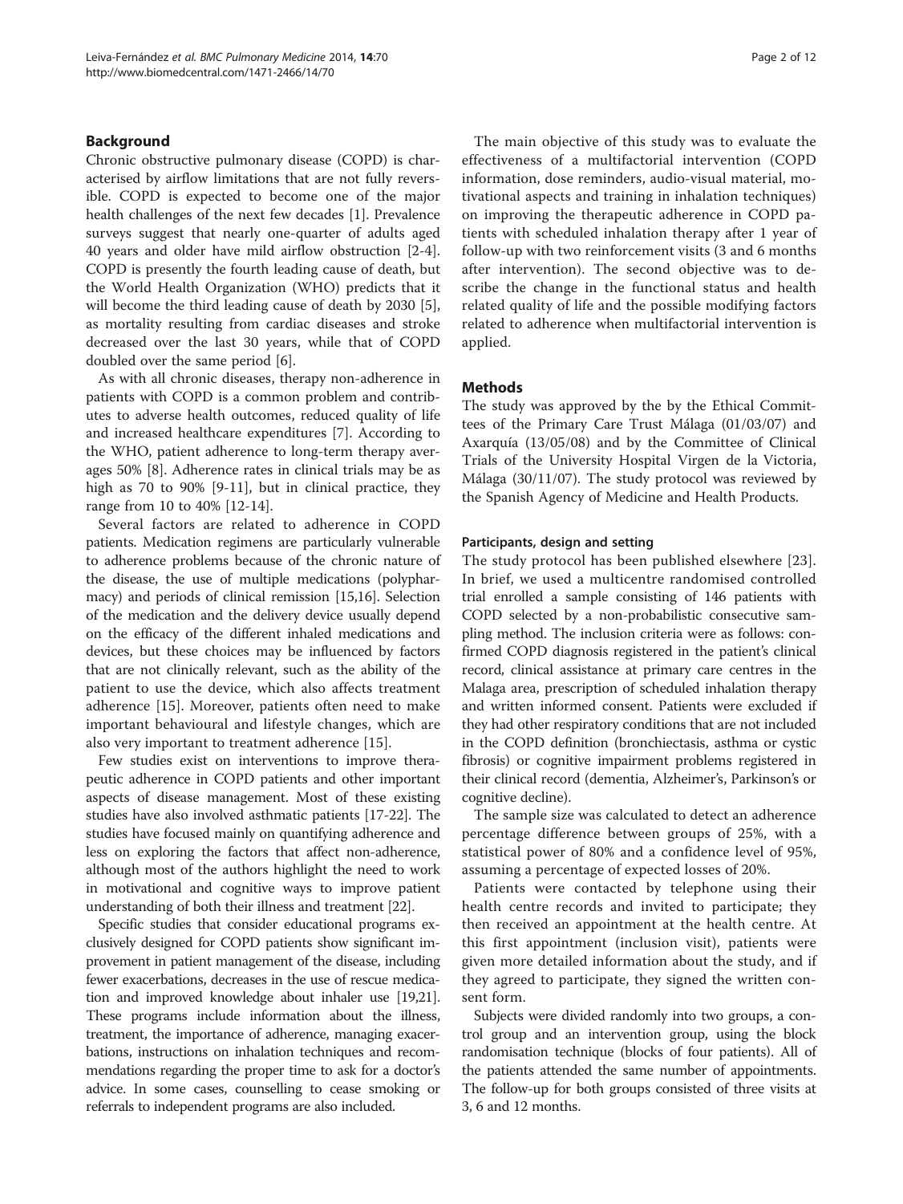## Background

Chronic obstructive pulmonary disease (COPD) is characterised by airflow limitations that are not fully reversible. COPD is expected to become one of the major health challenges of the next few decades [1]. Prevalence surveys suggest that nearly one-quarter of adults aged 40 years and older have mild airflow obstruction [2-4]. COPD is presently the fourth leading cause of death, but the World Health Organization (WHO) predicts that it will become the third leading cause of death by 2030 [5], as mortality resulting from cardiac diseases and stroke decreased over the last 30 years, while that of COPD doubled over the same period [6].

As with all chronic diseases, therapy non-adherence in patients with COPD is a common problem and contributes to adverse health outcomes, reduced quality of life and increased healthcare expenditures [7]. According to the WHO, patient adherence to long-term therapy averages 50% [8]. Adherence rates in clinical trials may be as high as 70 to 90% [9-11], but in clinical practice, they range from 10 to 40% [12-14].

Several factors are related to adherence in COPD patients. Medication regimens are particularly vulnerable to adherence problems because of the chronic nature of the disease, the use of multiple medications (polypharmacy) and periods of clinical remission [15,16]. Selection of the medication and the delivery device usually depend on the efficacy of the different inhaled medications and devices, but these choices may be influenced by factors that are not clinically relevant, such as the ability of the patient to use the device, which also affects treatment adherence [15]. Moreover, patients often need to make important behavioural and lifestyle changes, which are also very important to treatment adherence [15].

Few studies exist on interventions to improve therapeutic adherence in COPD patients and other important aspects of disease management. Most of these existing studies have also involved asthmatic patients [17-22]. The studies have focused mainly on quantifying adherence and less on exploring the factors that affect non-adherence, although most of the authors highlight the need to work in motivational and cognitive ways to improve patient understanding of both their illness and treatment [22].

Specific studies that consider educational programs exclusively designed for COPD patients show significant improvement in patient management of the disease, including fewer exacerbations, decreases in the use of rescue medication and improved knowledge about inhaler use [19,21]. These programs include information about the illness, treatment, the importance of adherence, managing exacerbations, instructions on inhalation techniques and recommendations regarding the proper time to ask for a doctor's advice. In some cases, counselling to cease smoking or referrals to independent programs are also included.

The main objective of this study was to evaluate the effectiveness of a multifactorial intervention (COPD information, dose reminders, audio-visual material, motivational aspects and training in inhalation techniques) on improving the therapeutic adherence in COPD patients with scheduled inhalation therapy after 1 year of follow-up with two reinforcement visits (3 and 6 months after intervention). The second objective was to describe the change in the functional status and health related quality of life and the possible modifying factors related to adherence when multifactorial intervention is applied.

## Methods

The study was approved by the by the Ethical Committees of the Primary Care Trust Málaga (01/03/07) and Axarquía (13/05/08) and by the Committee of Clinical Trials of the University Hospital Virgen de la Victoria, Málaga (30/11/07). The study protocol was reviewed by the Spanish Agency of Medicine and Health Products.

### Participants, design and setting

The study protocol has been published elsewhere [23]. In brief, we used a multicentre randomised controlled trial enrolled a sample consisting of 146 patients with COPD selected by a non-probabilistic consecutive sampling method. The inclusion criteria were as follows: confirmed COPD diagnosis registered in the patient's clinical record, clinical assistance at primary care centres in the Malaga area, prescription of scheduled inhalation therapy and written informed consent. Patients were excluded if they had other respiratory conditions that are not included in the COPD definition (bronchiectasis, asthma or cystic fibrosis) or cognitive impairment problems registered in their clinical record (dementia, Alzheimer's, Parkinson's or cognitive decline).

The sample size was calculated to detect an adherence percentage difference between groups of 25%, with a statistical power of 80% and a confidence level of 95%, assuming a percentage of expected losses of 20%.

Patients were contacted by telephone using their health centre records and invited to participate; they then received an appointment at the health centre. At this first appointment (inclusion visit), patients were given more detailed information about the study, and if they agreed to participate, they signed the written consent form.

Subjects were divided randomly into two groups, a control group and an intervention group, using the block randomisation technique (blocks of four patients). All of the patients attended the same number of appointments. The follow-up for both groups consisted of three visits at 3, 6 and 12 months.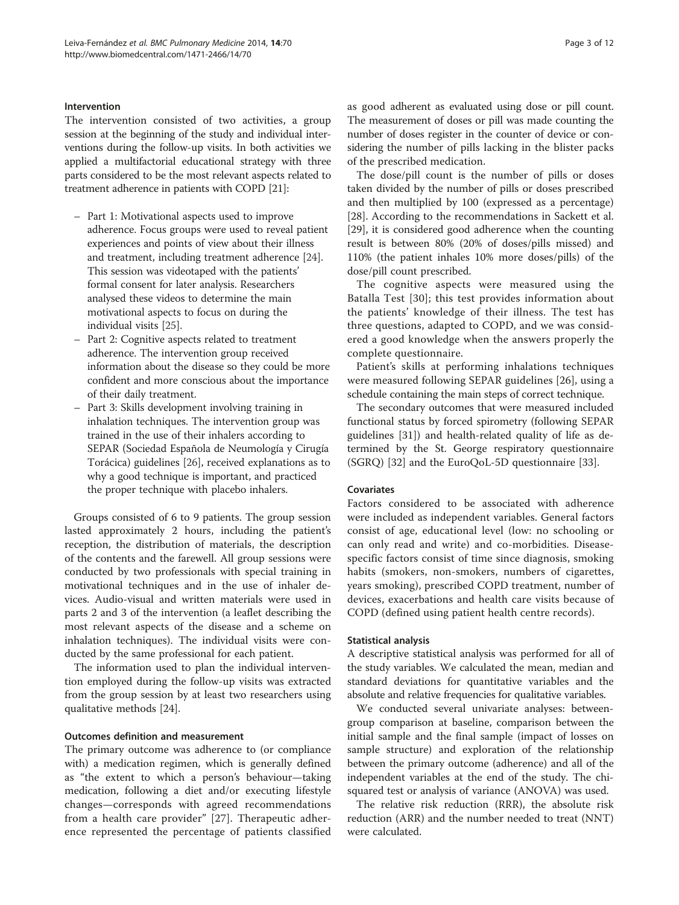### Intervention

The intervention consisted of two activities, a group session at the beginning of the study and individual interventions during the follow-up visits. In both activities we applied a multifactorial educational strategy with three parts considered to be the most relevant aspects related to treatment adherence in patients with COPD [21]:

- Part 1: Motivational aspects used to improve adherence. Focus groups were used to reveal patient experiences and points of view about their illness and treatment, including treatment adherence [24]. This session was videotaped with the patients' formal consent for later analysis. Researchers analysed these videos to determine the main motivational aspects to focus on during the individual visits [25].
- Part 2: Cognitive aspects related to treatment adherence. The intervention group received information about the disease so they could be more confident and more conscious about the importance of their daily treatment.
- Part 3: Skills development involving training in inhalation techniques. The intervention group was trained in the use of their inhalers according to SEPAR (Sociedad Española de Neumología y Cirugía Torácica) guidelines [26], received explanations as to why a good technique is important, and practiced the proper technique with placebo inhalers.

Groups consisted of 6 to 9 patients. The group session lasted approximately 2 hours, including the patient's reception, the distribution of materials, the description of the contents and the farewell. All group sessions were conducted by two professionals with special training in motivational techniques and in the use of inhaler devices. Audio-visual and written materials were used in parts 2 and 3 of the intervention (a leaflet describing the most relevant aspects of the disease and a scheme on inhalation techniques). The individual visits were conducted by the same professional for each patient.

The information used to plan the individual intervention employed during the follow-up visits was extracted from the group session by at least two researchers using qualitative methods [24].

### Outcomes definition and measurement

The primary outcome was adherence to (or compliance with) a medication regimen, which is generally defined as "the extent to which a person's behaviour—taking medication, following a diet and/or executing lifestyle changes—corresponds with agreed recommendations from a health care provider" [27]. Therapeutic adherence represented the percentage of patients classified as good adherent as evaluated using dose or pill count. The measurement of doses or pill was made counting the number of doses register in the counter of device or considering the number of pills lacking in the blister packs of the prescribed medication.

The dose/pill count is the number of pills or doses taken divided by the number of pills or doses prescribed and then multiplied by 100 (expressed as a percentage) [28]. According to the recommendations in Sackett et al. [29], it is considered good adherence when the counting result is between 80% (20% of doses/pills missed) and 110% (the patient inhales 10% more doses/pills) of the dose/pill count prescribed.

The cognitive aspects were measured using the Batalla Test [30]; this test provides information about the patients' knowledge of their illness. The test has three questions, adapted to COPD, and we was considered a good knowledge when the answers properly the complete questionnaire.

Patient's skills at performing inhalations techniques were measured following SEPAR guidelines [26], using a schedule containing the main steps of correct technique.

The secondary outcomes that were measured included functional status by forced spirometry (following SEPAR guidelines [31]) and health-related quality of life as determined by the St. George respiratory questionnaire (SGRQ) [32] and the EuroQoL-5D questionnaire [33].

### Covariates

Factors considered to be associated with adherence were included as independent variables. General factors consist of age, educational level (low: no schooling or can only read and write) and co-morbidities. Disease-specific factors consist of time since diagnosis, smoking habits (smokers, non-smokers, numbers of cigarettes, years smoking), prescribed COPD treatment, number of devices, exacerbations and health care visits because of COPD (defined using patient health centre records).

### Statistical analysis

A descriptive statistical analysis was performed for all of the study variables. We calculated the mean, median and standard deviations for quantitative variables and the absolute and relative frequencies for qualitative variables.

We conducted several univariate analyses: between-group comparison at baseline, comparison between the initial sample and the final sample (impact of losses on sample structure) and exploration of the relationship between the primary outcome (adherence) and all of the independent variables at the end of the study. The chi-squared test or analysis of variance (ANOVA) was used.

The relative risk reduction (RRR), the absolute risk reduction (ARR) and the number needed to treat (NNT) were calculated.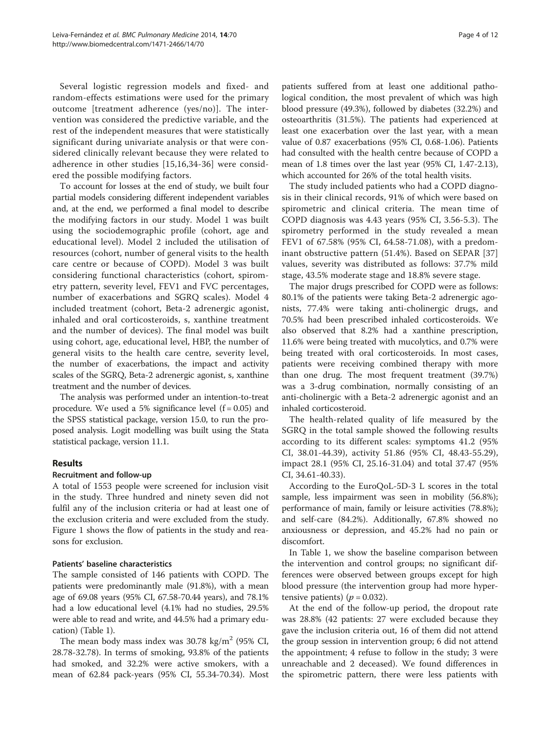Several logistic regression models and fixed- and random-effects estimations were used for the primary outcome [treatment adherence (yes/no)]. The intervention was considered the predictive variable, and the rest of the independent measures that were statistically significant during univariate analysis or that were considered clinically relevant because they were related to adherence in other studies [15,16,34-36] were considered the possible modifying factors.

To account for losses at the end of study, we built four partial models considering different independent variables and, at the end, we performed a final model to describe the modifying factors in our study. Model 1 was built using the sociodemographic profile (cohort, age and educational level). Model 2 included the utilisation of resources (cohort, number of general visits to the health care centre or because of COPD). Model 3 was built considering functional characteristics (cohort, spirometry pattern, severity level, FEV1 and FVC percentages, number of exacerbations and SGRQ scales). Model 4 included treatment (cohort, Beta-2 adrenergic agonist, inhaled and oral corticosteroids, s, xanthine treatment and the number of devices). The final model was built using cohort, age, educational level, HBP, the number of general visits to the health care centre, severity level, the number of exacerbations, the impact and activity scales of the SGRQ, Beta-2 adrenergic agonist, s, xanthine treatment and the number of devices.

The analysis was performed under an intention-to-treat procedure. We used a 5% significance level (f = 0.05) and the SPSS statistical package, version 15.0, to run the proposed analysis. Logit modelling was built using the Stata statistical package, version 11.1.

## Results

### Recruitment and follow-up

A total of 1553 people were screened for inclusion visit in the study. Three hundred and ninety seven did not fulfil any of the inclusion criteria or had at least one of the exclusion criteria and were excluded from the study. Figure 1 shows the flow of patients in the study and reasons for exclusion.

### Patients' baseline characteristics

The sample consisted of 146 patients with COPD. The patients were predominantly male (91.8%), with a mean age of 69.08 years (95% CI, 67.58-70.44 years), and 78.1% had a low educational level (4.1% had no studies, 29.5% were able to read and write, and 44.5% had a primary education) (Table 1).

The mean body mass index was 30.78 kg/m$^2$ (95% CI, 28.78-32.78). In terms of smoking, 93.8% of the patients had smoked, and 32.2% were active smokers, with a mean of 62.84 pack-years (95% CI, 55.34-70.34). Most patients suffered from at least one additional pathological condition, the most prevalent of which was high blood pressure (49.3%), followed by diabetes (32.2%) and osteoarthritis (31.5%). The patients had experienced at least one exacerbation over the last year, with a mean value of 0.87 exacerbations (95% CI, 0.68-1.06). Patients had consulted with the health centre because of COPD a mean of 1.8 times over the last year (95% CI, 1.47-2.13), which accounted for 26% of the total health visits.

The study included patients who had a COPD diagnosis in their clinical records, 91% of which were based on spirometric and clinical criteria. The mean time of COPD diagnosis was 4.43 years (95% CI, 3.56-5.3). The spirometry performed in the study revealed a mean FEV1 of 67.58% (95% CI, 64.58-71.08), with a predominant obstructive pattern (51.4%). Based on SEPAR [37] values, severity was distributed as follows: 37.7% mild stage, 43.5% moderate stage and 18.8% severe stage.

The major drugs prescribed for COPD were as follows: 80.1% of the patients were taking Beta-2 adrenergic agonists, 77.4% were taking anti-cholinergic drugs, and 70.5% had been prescribed inhaled corticosteroids. We also observed that 8.2% had a xanthine prescription, 11.6% were being treated with mucolytics, and 0.7% were being treated with oral corticosteroids. In most cases, patients were receiving combined therapy with more than one drug. The most frequent treatment (39.7%) was a 3-drug combination, normally consisting of an anti-cholinergic with a Beta-2 adrenergic agonist and an inhaled corticosteroid.

The health-related quality of life measured by the SGRQ in the total sample showed the following results according to its different scales: symptoms 41.2 (95% CI, 38.01-44.39), activity 51.86 (95% CI, 48.43-55.29), impact 28.1 (95% CI, 25.16-31.04) and total 37.47 (95% CI, 34.61-40.33).

According to the EuroQoL-5D-3 L scores in the total sample, less impairment was seen in mobility (56.8%); performance of main, family or leisure activities (78.8%); and self-care (84.2%). Additionally, 67.8% showed no anxiousness or depression, and 45.2% had no pain or discomfort.

In Table 1, we show the baseline comparison between the intervention and control groups; no significant differences were observed between groups except for high blood pressure (the intervention group had more hypertensive patients) ($p = 0.032$).

At the end of the follow-up period, the dropout rate was 28.8% (42 patients: 27 were excluded because they gave the inclusion criteria out, 16 of them did not attend the group session in intervention group; 6 did not attend the appointment; 4 refuse to follow in the study; 3 were unreachable and 2 deceased). We found differences in the spirometric pattern, there were less patients with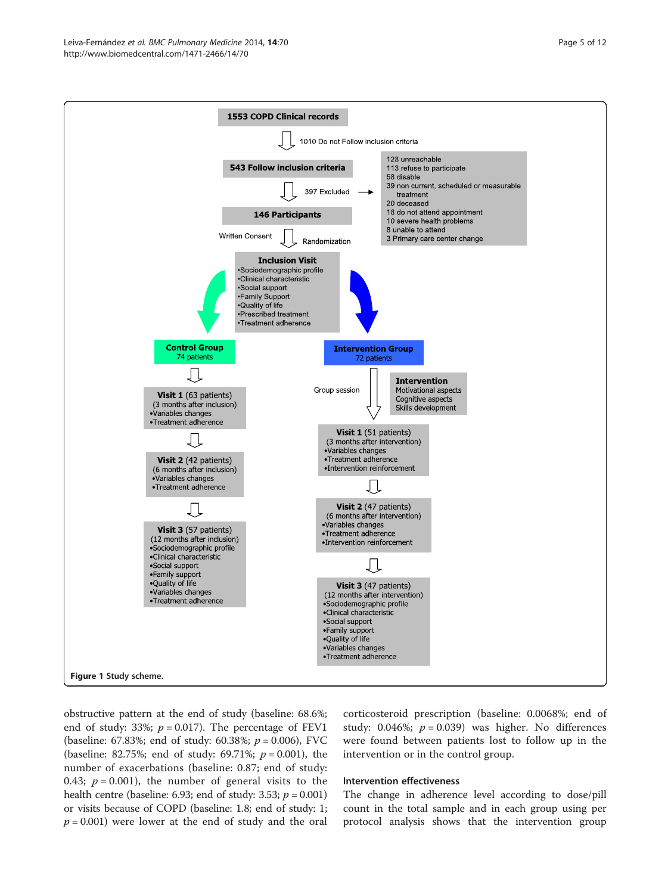1553 COPD Clinical records

1010 Do not Follow inclusion criteria

543 Follow inclusion criteria

397 Excluded

- 128 unreachable
- 113 refuse to participate
- 58 disable
- 39 non current, scheduled or measurable treatment
- 20 deceased
- 18 do not attend appointment
- 10 severe health problems
- 8 unable to attend
- 3 Primary care center change

146 Participants

Written Consent — Randomization

**Inclusion Visit**
- Sociodemographic profile
- Clinical characteristic
- Social support
- Family Support
- Quality of life
- Prescribed treatment
- Treatment adherence

**Control Group** 74 patients

**Visit 1** (63 patients) (3 months after inclusion)
- Variables changes
- Treatment adherence

**Visit 2** (42 patients) (6 months after inclusion)
- Variables changes
- Treatment adherence

**Visit 3** (57 patients) (12 months after inclusion)
- Sociodemographic profile
- Clinical characteristic
- Social support
- Family support
- Quality of life
- Variables changes
- Treatment adherence

**Intervention Group** 72 patients

Group session

**Intervention**
Motivational aspects
Cognitive aspects
Skills development

**Visit 1** (51 patients) (3 months after intervention)
- Variables changes
- Treatment adherence
- Intervention reinforcement

**Visit 2** (47 patients) (6 months after intervention)
- Variables changes
- Treatment adherence
- Intervention reinforcement

**Visit 3** (47 patients) (12 months after intervention)
- Sociodemographic profile
- Clinical characteristic
- Social support
- Family support
- Quality of life
- Variables changes
- Treatment adherence

**Figure 1** Study scheme.

obstructive pattern at the end of study (baseline: 68.6%; end of study: 33%; $p = 0.017$). The percentage of FEV1 (baseline: 67.83%; end of study: 60.38%; $p = 0.006$), FVC (baseline: 82.75%; end of study: 69.71%; $p = 0.001$), the number of exacerbations (baseline: 0.87; end of study: 0.43; $p = 0.001$), the number of general visits to the health centre (baseline: 6.93; end of study: 3.53; $p = 0.001$) or visits because of COPD (baseline: 1.8; end of study: 1; $p = 0.001$) were lower at the end of study and the oral corticosteroid prescription (baseline: 0.0068%; end of study: 0.046%; $p = 0.039$) was higher. No differences were found between patients lost to follow up in the intervention or in the control group.

### Intervention effectiveness

The change in adherence level according to dose/pill count in the total sample and in each group using per protocol analysis shows that the intervention group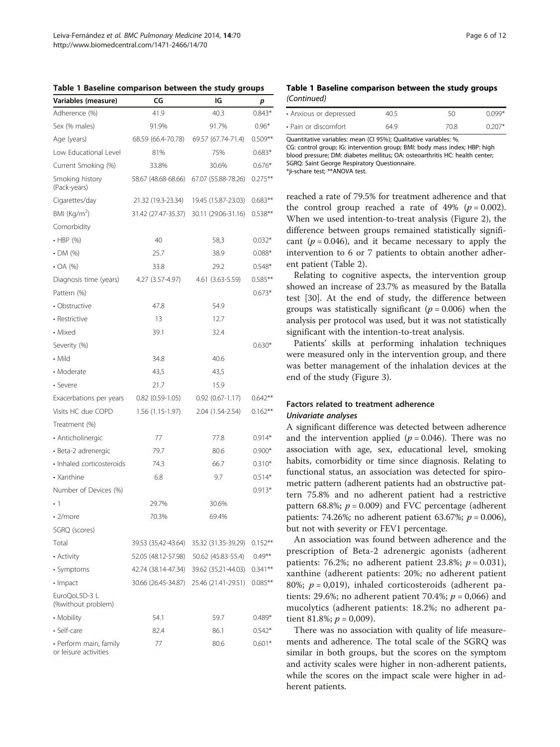**Table 1 Baseline comparison between the study groups**

| Variables (measure) | CG | IG | p |
|---|---|---|---|
| Adherence (%) | 41.9 | 40.3 | 0.843* |
| Sex (% males) | 91.9% | 91.7% | 0.96* |
| Age (years) | 68.59 (66.4-70.78) | 69.57 (67.74-71.4) | 0.509** |
| Low Educational Level | 81% | 75% | 0.683* |
| Current Smoking (%) | 33.8% | 30.6% | 0.676* |
| Smoking history (Pack-years) | 58.67 (48.68-68.66) | 67.07 (55.88-78.26) | 0.275** |
| Cigarettes/day | 21.32 (19.3-23.34) | 19.45 (15.87-23.03) | 0.683** |
| BMI (Kg/m$^2$) | 31.42 (27.47-35.37) | 30.11 (29.06-31.16) | 0.538** |
| Comorbidity | | | |
| • HBP (%) | 40 | 58,3 | 0.032* |
| • DM (%) | 25.7 | 38.9 | 0.088* |
| • OA (%) | 33.8 | 29.2 | 0.548* |
| Diagnosis time (years) | 4.27 (3.57-4.97) | 4.61 (3.63-5.59) | 0.585** |
| Pattern (%) | | | 0.673* |
| • Obstructive | 47.8 | 54.9 | |
| • Restrictive | 13 | 12.7 | |
| • Mixed | 39.1 | 32.4 | |
| Severity (%) | | | 0.630* |
| • Mild | 34.8 | 40.6 | |
| • Moderate | 43,5 | 43,5 | |
| • Severe | 21.7 | 15.9 | |
| Exacerbations per years | 0.82 (0.59-1.05) | 0.92 (0.67-1.17) | 0.642** |
| Visits HC due COPD | 1.56 (1.15-1.97) | 2.04 (1.54-2.54) | 0.162** |
| Treatment (%) | | | |
| • Anticholinergic | 77 | 77.8 | 0.914* |
| • Beta-2 adrenergic | 79.7 | 80.6 | 0.900* |
| • Inhaled corticosteroids | 74.3 | 66.7 | 0.310* |
| • Xanthine | 6.8 | 9.7 | 0.514* |
| Number of Devices (%) | | | 0.913* |
| • 1 | 29.7% | 30.6% | |
| • 2/more | 70.3% | 69.4% | |
| SGRQ (scores) | | | |
| Total | 39.53 (35,42-43.64) | 35.32 (31.35-39.29) | 0.152** |
| • Activity | 52.05 (48.12-57.98) | 50.62 (45.83-55.4) | 0.49** |
| • Symptoms | 42.74 (38.14-47.34) | 39.62 (35.21-44.03) | 0.341** |
| • Impact | 30.66 (26.45-34.87) | 25.46 (21.41-29.51) | 0.085** |
| EuroQoL5D-3 L (%without problem) | | | |
| • Mobility | 54.1 | 59.7 | 0.489* |
| • Self-care | 82.4 | 86.1 | 0.542* |
| • Perform main, family or leisure activities | 77 | 80.6 | 0.601* |
| • Anxious or depressed | 40.5 | 50 | 0.099* |
| • Pain or discomfort | 64.9 | 70.8 | 0.207* |

Quantitative variables: mean (CI 95%); Qualitative variables: %.
CG: control group; IG: intervention group; BMI: body mass index; HBP: high blood pressure; DM: diabetes mellitus; OA: osteoarthritis HC: health center; SGRQ: Saint George Respiratory Questionnaire.
*ji-schare test; **ANOVA test.

reached a rate of 79.5% for treatment adherence and that the control group reached a rate of 49% ($p = 0.002$). When we used intention-to-treat analysis (Figure 2), the difference between groups remained statistically significant ($p = 0.046$), and it became necessary to apply the intervention to 6 or 7 patients to obtain another adherent patient (Table 2).

Relating to cognitive aspects, the intervention group showed an increase of 23.7% as measured by the Batalla test [30]. At the end of study, the difference between groups was statistically significant ($p = 0.006$) when the analysis per protocol was used, but it was not statistically significant with the intention-to-treat analysis.

Patients' skills at performing inhalation techniques were measured only in the intervention group, and there was better management of the inhalation devices at the end of the study (Figure 3).

### Factors related to treatment adherence

#### *Univariate analyses*

A significant difference was detected between adherence and the intervention applied ($p = 0.046$). There was no association with age, sex, educational level, smoking habits, comorbidity or time since diagnosis. Relating to functional status, an association was detected for spirometric pattern (adherent patients had an obstructive pattern 75.8% and no adherent patient had a restrictive pattern 68.8%; $p = 0.009$) and FVC percentage (adherent patients: 74.26%; no adherent patient 63.67%; $p = 0.006$), but not with severity or FEV1 percentage.

An association was found between adherence and the prescription of Beta-2 adrenergic agonists (adherent patients: 76.2%; no adherent patient 23.8%; $p = 0.031$), xanthine (adherent patients: 20%; no adherent patient 80%; $p = 0{,}019$), inhaled corticosteroids (adherent patients: 29.6%; no adherent patient 70.4%; $p = 0{,}066$) and mucolytics (adherent patients: 18.2%; no adherent patient 81.8%; $p = 0{,}009$).

There was no association with quality of life measurements and adherence. The total scale of the SGRQ was similar in both groups, but the scores on the symptom and activity scales were higher in non-adherent patients, while the scores on the impact scale were higher in adherent patients.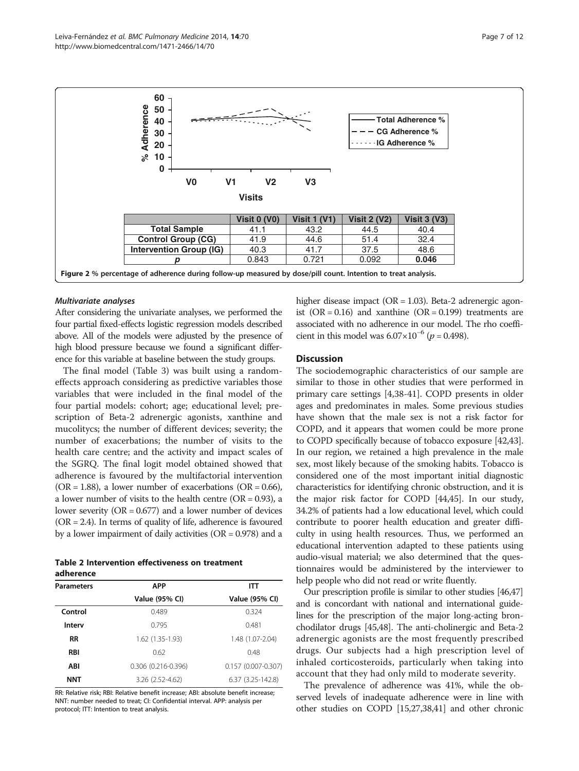| | Visit 0 (V0) | Visit 1 (V1) | Visit 2 (V2) | Visit 3 (V3) |
|---|---|---|---|---|
| **Total Sample** | 41.1 | 43.2 | 44.5 | 40.4 |
| **Control Group (CG)** | 41.9 | 44.6 | 51.4 | 32.4 |
| **Intervention Group (IG)** | 40.3 | 41.7 | 37.5 | 48.6 |
| ***p*** | 0.843 | 0.721 | 0.092 | **0.046** |

**Figure 2** % percentage of adherence during follow-up measured by dose/pill count. Intention to treat analysis.

#### *Multivariate analyses*

After considering the univariate analyses, we performed the four partial fixed-effects logistic regression models described above. All of the models were adjusted by the presence of high blood pressure because we found a significant difference for this variable at baseline between the study groups.

The final model (Table 3) was built using a random-effects approach considering as predictive variables those variables that were included in the final model of the four partial models: cohort; age; educational level; prescription of Beta-2 adrenergic agonists, xanthine and mucolitycs; the number of different devices; severity; the number of exacerbations; the number of visits to the health care centre; and the activity and impact scales of the SGRQ. The final logit model obtained showed that adherence is favoured by the multifactorial intervention (OR = 1.88), a lower number of exacerbations (OR = 0.66), a lower number of visits to the health centre (OR = 0.93), a lower severity (OR = 0.677) and a lower number of devices (OR = 2.4). In terms of quality of life, adherence is favoured by a lower impairment of daily activities (OR = 0.978) and a higher disease impact (OR = 1.03). Beta-2 adrenergic agonist (OR = 0.16) and xanthine (OR = 0.199) treatments are associated with no adherence in our model. The rho coefficient in this model was $6.07\times10^{-6}$ ($p = 0.498$).

**Table 2 Intervention effectiveness on treatment adherence**

| Parameters | APP | ITT |
|---|---|---|
| | Value (95% CI) | Value (95% CI) |
| **Control** | 0.489 | 0.324 |
| **Interv** | 0.795 | 0.481 |
| **RR** | 1.62 (1.35-1.93) | 1.48 (1.07-2.04) |
| **RBI** | 0.62 | 0.48 |
| **ABI** | 0.306 (0.216-0.396) | 0.157 (0.007-0.307) |
| **NNT** | 3.26 (2.52-4.62) | 6.37 (3.25-142.8) |

RR: Relative risk; RBI: Relative benefit increase; ABI: absolute benefit increase; NNT: number needed to treat; CI: Confidential interval. APP: analysis per protocol; ITT: Intention to treat analysis.

## Discussion

The sociodemographic characteristics of our sample are similar to those in other studies that were performed in primary care settings [4,38-41]. COPD presents in older ages and predominates in males. Some previous studies have shown that the male sex is not a risk factor for COPD, and it appears that women could be more prone to COPD specifically because of tobacco exposure [42,43]. In our region, we retained a high prevalence in the male sex, most likely because of the smoking habits. Tobacco is considered one of the most important initial diagnostic characteristics for identifying chronic obstruction, and it is the major risk factor for COPD [44,45]. In our study, 34.2% of patients had a low educational level, which could contribute to poorer health education and greater difficulty in using health resources. Thus, we performed an educational intervention adapted to these patients using audio-visual material; we also determined that the questionnaires would be administered by the interviewer to help people who did not read or write fluently.

Our prescription profile is similar to other studies [46,47] and is concordant with national and international guidelines for the prescription of the major long-acting bronchodilator drugs [45,48]. The anti-cholinergic and Beta-2 adrenergic agonists are the most frequently prescribed drugs. Our subjects had a high prescription level of inhaled corticosteroids, particularly when taking into account that they had only mild to moderate severity.

The prevalence of adherence was 41%, while the observed levels of inadequate adherence were in line with other studies on COPD [15,27,38,41] and other chronic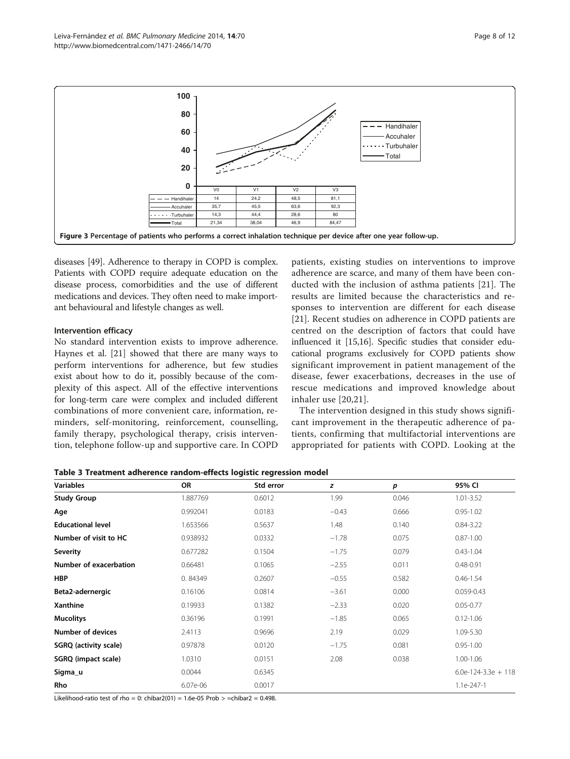| | V0 | V1 | V2 | V3 |
|---|---|---|---|---|
| Handihaler | 14 | 24,2 | 48,5 | 81,1 |
| Accuhaler | 35,7 | 45,5 | 63,6 | 92,3 |
| Turbuhaler | 14,3 | 44,4 | 28,6 | 80 |
| Total | 21,34 | 38,04 | 46,9 | 84,47 |

**Figure 3 Percentage of patients who performs a correct inhalation technique per device after one year follow-up.**

diseases [49]. Adherence to therapy in COPD is complex. Patients with COPD require adequate education on the disease process, comorbidities and the use of different medications and devices. They often need to make important behavioural and lifestyle changes as well.

### Intervention efficacy

No standard intervention exists to improve adherence. Haynes et al. [21] showed that there are many ways to perform interventions for adherence, but few studies exist about how to do it, possibly because of the complexity of this aspect. All of the effective interventions for long-term care were complex and included different combinations of more convenient care, information, reminders, self-monitoring, reinforcement, counselling, family therapy, psychological therapy, crisis intervention, telephone follow-up and supportive care. In COPD patients, existing studies on interventions to improve adherence are scarce, and many of them have been conducted with the inclusion of asthma patients [21]. The results are limited because the characteristics and responses to intervention are different for each disease [21]. Recent studies on adherence in COPD patients are centred on the description of factors that could have influenced it [15,16]. Specific studies that consider educational programs exclusively for COPD patients show significant improvement in patient management of the disease, fewer exacerbations, decreases in the use of rescue medications and improved knowledge about inhaler use [20,21].

The intervention designed in this study shows significant improvement in the therapeutic adherence of patients, confirming that multifactorial interventions are appropriated for patients with COPD. Looking at the

**Table 3 Treatment adherence random-effects logistic regression model**

| Variables | OR | Std error | z | p | 95% CI |
|---|---|---|---|---|---|
| **Study Group** | 1.887769 | 0.6012 | 1.99 | 0.046 | 1.01-3.52 |
| **Age** | 0.992041 | 0.0183 | −0.43 | 0.666 | 0.95-1.02 |
| **Educational level** | 1.653566 | 0.5637 | 1.48 | 0.140 | 0.84-3.22 |
| **Number of visit to HC** | 0.938932 | 0.0332 | −1.78 | 0.075 | 0.87-1.00 |
| **Severity** | 0.677282 | 0.1504 | −1.75 | 0.079 | 0.43-1.04 |
| **Number of exacerbation** | 0.66481 | 0.1065 | −2.55 | 0.011 | 0.48-0.91 |
| **HBP** | 0. 84349 | 0.2607 | −0.55 | 0.582 | 0.46-1.54 |
| **Beta2-adernergic** | 0.16106 | 0.0814 | −3.61 | 0.000 | 0.059-0.43 |
| **Xanthine** | 0.19933 | 0.1382 | −2.33 | 0.020 | 0.05-0.77 |
| **Mucolitys** | 0.36196 | 0.1991 | −1.85 | 0.065 | 0.12-1.06 |
| **Number of devices** | 2.4113 | 0.9696 | 2.19 | 0.029 | 1.09-5.30 |
| **SGRQ (activity scale)** | 0.97878 | 0.0120 | −1.75 | 0.081 | 0.95-1.00 |
| **SGRQ (impact scale)** | 1.0310 | 0.0151 | 2.08 | 0.038 | 1.00-1.06 |
| **Sigma_u** | 0.0044 | 0.6345 | | | 6.0e-124-3.3e + 118 |
| **Rho** | 6.07e-06 | 0.0017 | | | 1.1e-247-1 |

Likelihood-ratio test of rho = 0: chibar2(01) = 1.6e-05 Prob > =chibar2 = 0.498.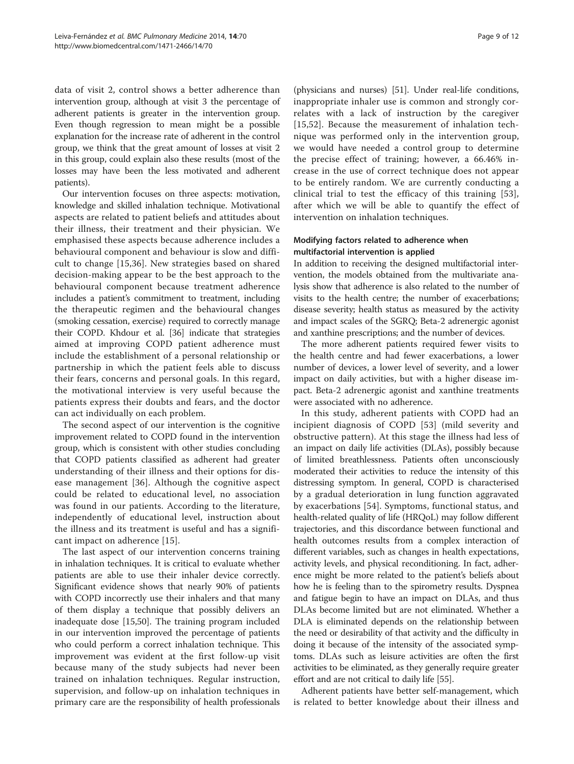data of visit 2, control shows a better adherence than intervention group, although at visit 3 the percentage of adherent patients is greater in the intervention group. Even though regression to mean might be a possible explanation for the increase rate of adherent in the control group, we think that the great amount of losses at visit 2 in this group, could explain also these results (most of the losses may have been the less motivated and adherent patients).

Our intervention focuses on three aspects: motivation, knowledge and skilled inhalation technique. Motivational aspects are related to patient beliefs and attitudes about their illness, their treatment and their physician. We emphasised these aspects because adherence includes a behavioural component and behaviour is slow and difficult to change [15,36]. New strategies based on shared decision-making appear to be the best approach to the behavioural component because treatment adherence includes a patient's commitment to treatment, including the therapeutic regimen and the behavioural changes (smoking cessation, exercise) required to correctly manage their COPD. Khdour et al. [36] indicate that strategies aimed at improving COPD patient adherence must include the establishment of a personal relationship or partnership in which the patient feels able to discuss their fears, concerns and personal goals. In this regard, the motivational interview is very useful because the patients express their doubts and fears, and the doctor can act individually on each problem.

The second aspect of our intervention is the cognitive improvement related to COPD found in the intervention group, which is consistent with other studies concluding that COPD patients classified as adherent had greater understanding of their illness and their options for disease management [36]. Although the cognitive aspect could be related to educational level, no association was found in our patients. According to the literature, independently of educational level, instruction about the illness and its treatment is useful and has a significant impact on adherence [15].

The last aspect of our intervention concerns training in inhalation techniques. It is critical to evaluate whether patients are able to use their inhaler device correctly. Significant evidence shows that nearly 90% of patients with COPD incorrectly use their inhalers and that many of them display a technique that possibly delivers an inadequate dose [15,50]. The training program included in our intervention improved the percentage of patients who could perform a correct inhalation technique. This improvement was evident at the first follow-up visit because many of the study subjects had never been trained on inhalation techniques. Regular instruction, supervision, and follow-up on inhalation techniques in primary care are the responsibility of health professionals (physicians and nurses) [51]. Under real-life conditions, inappropriate inhaler use is common and strongly correlates with a lack of instruction by the caregiver [15,52]. Because the measurement of inhalation technique was performed only in the intervention group, we would have needed a control group to determine the precise effect of training; however, a 66.46% increase in the use of correct technique does not appear to be entirely random. We are currently conducting a clinical trial to test the efficacy of this training [53], after which we will be able to quantify the effect of intervention on inhalation techniques.

### Modifying factors related to adherence when multifactorial intervention is applied

In addition to receiving the designed multifactorial intervention, the models obtained from the multivariate analysis show that adherence is also related to the number of visits to the health centre; the number of exacerbations; disease severity; health status as measured by the activity and impact scales of the SGRQ; Beta-2 adrenergic agonist and xanthine prescriptions; and the number of devices.

The more adherent patients required fewer visits to the health centre and had fewer exacerbations, a lower number of devices, a lower level of severity, and a lower impact on daily activities, but with a higher disease impact. Beta-2 adrenergic agonist and xanthine treatments were associated with no adherence.

In this study, adherent patients with COPD had an incipient diagnosis of COPD [53] (mild severity and obstructive pattern). At this stage the illness had less of an impact on daily life activities (DLAs), possibly because of limited breathlessness. Patients often unconsciously moderated their activities to reduce the intensity of this distressing symptom. In general, COPD is characterised by a gradual deterioration in lung function aggravated by exacerbations [54]. Symptoms, functional status, and health-related quality of life (HRQoL) may follow different trajectories, and this discordance between functional and health outcomes results from a complex interaction of different variables, such as changes in health expectations, activity levels, and physical reconditioning. In fact, adherence might be more related to the patient's beliefs about how he is feeling than to the spirometry results. Dyspnea and fatigue begin to have an impact on DLAs, and thus DLAs become limited but are not eliminated. Whether a DLA is eliminated depends on the relationship between the need or desirability of that activity and the difficulty in doing it because of the intensity of the associated symptoms. DLAs such as leisure activities are often the first activities to be eliminated, as they generally require greater effort and are not critical to daily life [55].

Adherent patients have better self-management, which is related to better knowledge about their illness and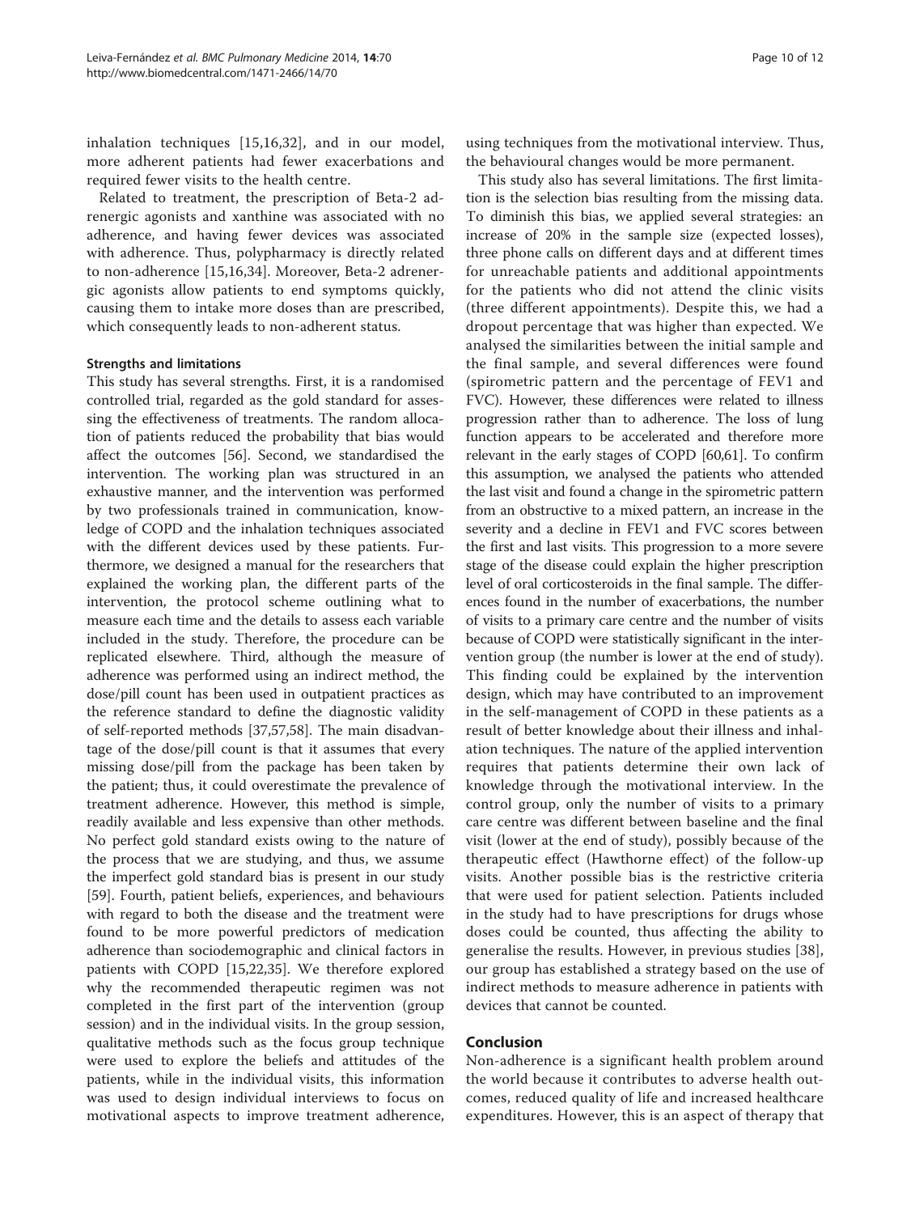inhalation techniques [15,16,32], and in our model, more adherent patients had fewer exacerbations and required fewer visits to the health centre.

Related to treatment, the prescription of Beta-2 adrenergic agonists and xanthine was associated with no adherence, and having fewer devices was associated with adherence. Thus, polypharmacy is directly related to non-adherence [15,16,34]. Moreover, Beta-2 adrenergic agonists allow patients to end symptoms quickly, causing them to intake more doses than are prescribed, which consequently leads to non-adherent status.

#### Strengths and limitations

This study has several strengths. First, it is a randomised controlled trial, regarded as the gold standard for assessing the effectiveness of treatments. The random allocation of patients reduced the probability that bias would affect the outcomes [56]. Second, we standardised the intervention. The working plan was structured in an exhaustive manner, and the intervention was performed by two professionals trained in communication, knowledge of COPD and the inhalation techniques associated with the different devices used by these patients. Furthermore, we designed a manual for the researchers that explained the working plan, the different parts of the intervention, the protocol scheme outlining what to measure each time and the details to assess each variable included in the study. Therefore, the procedure can be replicated elsewhere. Third, although the measure of adherence was performed using an indirect method, the dose/pill count has been used in outpatient practices as the reference standard to define the diagnostic validity of self-reported methods [37,57,58]. The main disadvantage of the dose/pill count is that it assumes that every missing dose/pill from the package has been taken by the patient; thus, it could overestimate the prevalence of treatment adherence. However, this method is simple, readily available and less expensive than other methods. No perfect gold standard exists owing to the nature of the process that we are studying, and thus, we assume the imperfect gold standard bias is present in our study [59]. Fourth, patient beliefs, experiences, and behaviours with regard to both the disease and the treatment were found to be more powerful predictors of medication adherence than sociodemographic and clinical factors in patients with COPD [15,22,35]. We therefore explored why the recommended therapeutic regimen was not completed in the first part of the intervention (group session) and in the individual visits. In the group session, qualitative methods such as the focus group technique were used to explore the beliefs and attitudes of the patients, while in the individual visits, this information was used to design individual interviews to focus on motivational aspects to improve treatment adherence, using techniques from the motivational interview. Thus, the behavioural changes would be more permanent.

This study also has several limitations. The first limitation is the selection bias resulting from the missing data. To diminish this bias, we applied several strategies: an increase of 20% in the sample size (expected losses), three phone calls on different days and at different times for unreachable patients and additional appointments for the patients who did not attend the clinic visits (three different appointments). Despite this, we had a dropout percentage that was higher than expected. We analysed the similarities between the initial sample and the final sample, and several differences were found (spirometric pattern and the percentage of FEV1 and FVC). However, these differences were related to illness progression rather than to adherence. The loss of lung function appears to be accelerated and therefore more relevant in the early stages of COPD [60,61]. To confirm this assumption, we analysed the patients who attended the last visit and found a change in the spirometric pattern from an obstructive to a mixed pattern, an increase in the severity and a decline in FEV1 and FVC scores between the first and last visits. This progression to a more severe stage of the disease could explain the higher prescription level of oral corticosteroids in the final sample. The differences found in the number of exacerbations, the number of visits to a primary care centre and the number of visits because of COPD were statistically significant in the intervention group (the number is lower at the end of study). This finding could be explained by the intervention design, which may have contributed to an improvement in the self-management of COPD in these patients as a result of better knowledge about their illness and inhalation techniques. The nature of the applied intervention requires that patients determine their own lack of knowledge through the motivational interview. In the control group, only the number of visits to a primary care centre was different between baseline and the final visit (lower at the end of study), possibly because of the therapeutic effect (Hawthorne effect) of the follow-up visits. Another possible bias is the restrictive criteria that were used for patient selection. Patients included in the study had to have prescriptions for drugs whose doses could be counted, thus affecting the ability to generalise the results. However, in previous studies [38], our group has established a strategy based on the use of indirect methods to measure adherence in patients with devices that cannot be counted.

## Conclusion

Non-adherence is a significant health problem around the world because it contributes to adverse health outcomes, reduced quality of life and increased healthcare expenditures. However, this is an aspect of therapy that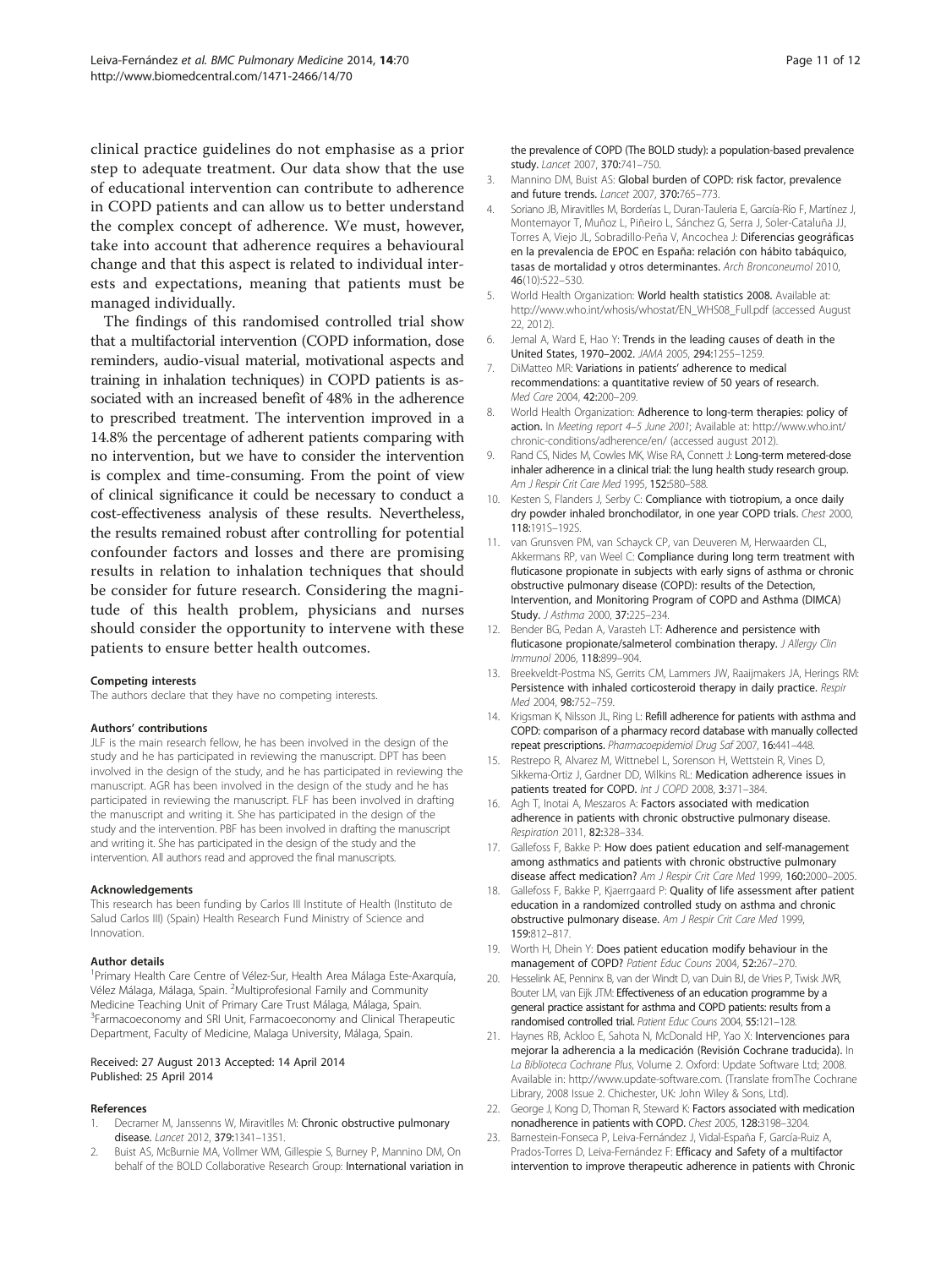clinical practice guidelines do not emphasise as a prior step to adequate treatment. Our data show that the use of educational intervention can contribute to adherence in COPD patients and can allow us to better understand the complex concept of adherence. We must, however, take into account that adherence requires a behavioural change and that this aspect is related to individual interests and expectations, meaning that patients must be managed individually.

The findings of this randomised controlled trial show that a multifactorial intervention (COPD information, dose reminders, audio-visual material, motivational aspects and training in inhalation techniques) in COPD patients is associated with an increased benefit of 48% in the adherence to prescribed treatment. The intervention improved in a 14.8% the percentage of adherent patients comparing with no intervention, but we have to consider the intervention is complex and time-consuming. From the point of view of clinical significance it could be necessary to conduct a cost-effectiveness analysis of these results. Nevertheless, the results remained robust after controlling for potential confounder factors and losses and there are promising results in relation to inhalation techniques that should be consider for future research. Considering the magnitude of this health problem, physicians and nurses should consider the opportunity to intervene with these patients to ensure better health outcomes.

#### Competing interests

The authors declare that they have no competing interests.

#### Authors' contributions

JLF is the main research fellow, he has been involved in the design of the study and he has participated in reviewing the manuscript. DPT has been involved in the design of the study, and he has participated in reviewing the manuscript. AGR has been involved in the design of the study and he has participated in reviewing the manuscript. FLF has been involved in drafting the manuscript and writing it. She has participated in the design of the study and the intervention. PBF has been involved in drafting the manuscript and writing it. She has participated in the design of the study and the intervention. All authors read and approved the final manuscripts.

#### Acknowledgements

This research has been funding by Carlos III Institute of Health (Instituto de Salud Carlos III) (Spain) Health Research Fund Ministry of Science and Innovation.

#### Author details

[1]Primary Health Care Centre of Vélez-Sur, Health Area Málaga Este-Axarquía, Vélez Málaga, Málaga, Spain. [2]Multiprofesional Family and Community Medicine Teaching Unit of Primary Care Trust Málaga, Málaga, Spain. [3]Farmacoeconomy and SRI Unit, Farmacoeconomy and Clinical Therapeutic Department, Faculty of Medicine, Malaga University, Málaga, Spain.

Received: 27 August 2013 Accepted: 14 April 2014
Published: 25 April 2014

#### References

1. Decramer M, Janssenns W, Miravitlles M: **Chronic obstructive pulmonary disease.** *Lancet* 2012, **379**:1341–1351.
2. Buist AS, McBurnie MA, Vollmer WM, Gillespie S, Burney P, Mannino DM, On behalf of the BOLD Collaborative Research Group: **International variation in the prevalence of COPD (The BOLD study): a population-based prevalence study.** *Lancet* 2007, **370**:741–750.
3. Mannino DM, Buist AS: **Global burden of COPD: risk factor, prevalence and future trends.** *Lancet* 2007, **370**:765–773.
4. Soriano JB, Miravitlles M, Borderías L, Duran-Tauleria E, García-Río F, Martínez J, Montemayor T, Muñoz L, Piñeiro L, Sánchez G, Serra J, Soler-Cataluña JJ, Torres A, Viejo JL, Sobradillo-Peña V, Ancochea J: **Diferencias geográficas en la prevalencia de EPOC en España: relación con hábito tabáquico, tasas de mortalidad y otros determinantes.** *Arch Bronconeumol* 2010, **46**(10):522–530.
5. World Health Organization: **World health statistics 2008.** Available at: http://www.who.int/whosis/whostat/EN_WHS08_Full.pdf (accessed August 22, 2012).
6. Jemal A, Ward E, Hao Y: **Trends in the leading causes of death in the United States, 1970–2002.** *JAMA* 2005, **294**:1255–1259.
7. DiMatteo MR: **Variations in patients' adherence to medical recommendations: a quantitative review of 50 years of research.** *Med Care* 2004, **42**:200–209.
8. World Health Organization: **Adherence to long-term therapies: policy of action.** In *Meeting report 4–5 June 2001*; Available at: http://www.who.int/chronic-conditions/adherence/en/ (accessed august 2012).
9. Rand CS, Nides M, Cowles MK, Wise RA, Connett J: **Long-term metered-dose inhaler adherence in a clinical trial: the lung health study research group.** *Am J Respir Crit Care Med* 1995, **152**:580–588.
10. Kesten S, Flanders J, Serby C: **Compliance with tiotropium, a once daily dry powder inhaled bronchodilator, in one year COPD trials.** *Chest* 2000, **118**:191S–192S.
11. van Grunsven PM, van Schayck CP, van Deuveren M, Herwaarden CL, Akkermans RP, van Weel C: **Compliance during long term treatment with fluticasone propionate in subjects with early signs of asthma or chronic obstructive pulmonary disease (COPD): results of the Detection, Intervention, and Monitoring Program of COPD and Asthma (DIMCA) Study.** *J Asthma* 2000, **37**:225–234.
12. Bender BG, Pedan A, Varasteh LT: **Adherence and persistence with fluticasone propionate/salmeterol combination therapy.** *J Allergy Clin Immunol* 2006, **118**:899–904.
13. Breekveldt-Postma NS, Gerrits CM, Lammers JW, Raaijmakers JA, Herings RM: **Persistence with inhaled corticosteroid therapy in daily practice.** *Respir Med* 2004, **98**:752–759.
14. Krigsman K, Nilsson JL, Ring L: **Refill adherence for patients with asthma and COPD: comparison of a pharmacy record database with manually collected repeat prescriptions.** *Pharmacoepidemiol Drug Saf* 2007, **16**:441–448.
15. Restrepo R, Alvarez M, Wittnebel L, Sorenson H, Wettstein R, Vines D, Sikkema-Ortiz J, Gardner DD, Wilkins RL: **Medication adherence issues in patients treated for COPD.** *Int J COPD* 2008, **3**:371–384.
16. Agh T, Inotai A, Meszaros A: **Factors associated with medication adherence in patients with chronic obstructive pulmonary disease.** *Respiration* 2011, **82**:328–334.
17. Gallefoss F, Bakke P: **How does patient education and self-management among asthmatics and patients with chronic obstructive pulmonary disease affect medication?** *Am J Respir Crit Care Med* 1999, **160**:2000–2005.
18. Gallefoss F, Bakke P, Kjaerrgaard P: **Quality of life assessment after patient education in a randomized controlled study on asthma and chronic obstructive pulmonary disease.** *Am J Respir Crit Care Med* 1999, **159**:812–817.
19. Worth H, Dhein Y: **Does patient education modify behaviour in the management of COPD?** *Patient Educ Couns* 2004, **52**:267–270.
20. Hesselink AE, Penninx B, van der Windt D, van Duin BJ, de Vries P, Twisk JWR, Bouter LM, van Eijk JTM: **Effectiveness of an education programme by a general practice assistant for asthma and COPD patients: results from a randomised controlled trial.** *Patient Educ Couns* 2004, **55**:121–128.
21. Haynes RB, Ackloo E, Sahota N, McDonald HP, Yao X: **Intervenciones para mejorar la adherencia a la medicación (Revisión Cochrane traducida).** In *La Biblioteca Cochrane Plus*, Volume 2. Oxford: Update Software Ltd; 2008. Available in: http://www.update-software.com. (Translate fromThe Cochrane Library, 2008 Issue 2. Chichester, UK: John Wiley & Sons, Ltd).
22. George J, Kong D, Thoman R, Steward K: **Factors associated with medication nonadherence in patients with COPD.** *Chest* 2005, **128**:3198–3204.
23. Barnestein-Fonseca P, Leiva-Fernández J, Vidal-España F, García-Ruiz A, Prados-Torres D, Leiva-Fernández F: **Efficacy and Safety of a multifactor intervention to improve therapeutic adherence in patients with Chronic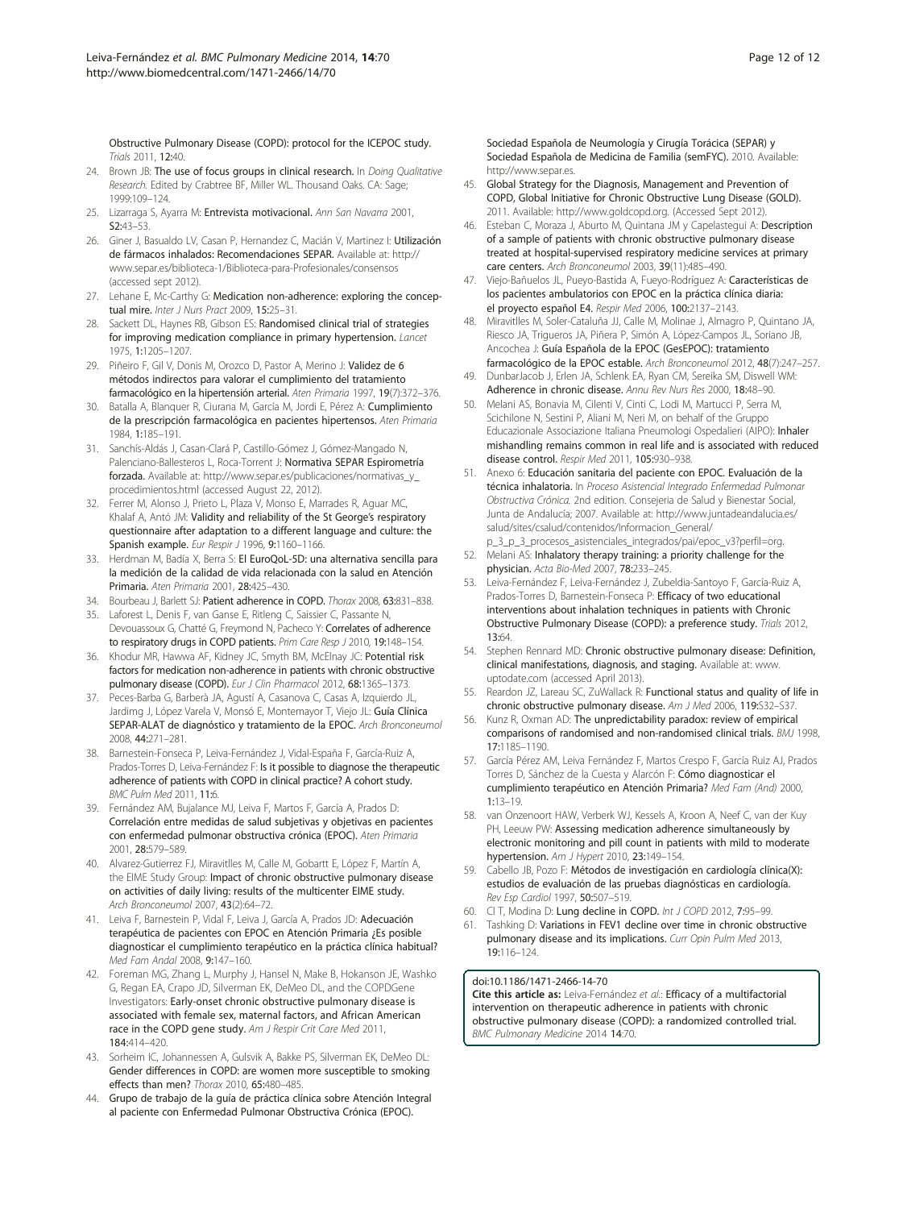Obstructive Pulmonary Disease (COPD): protocol for the ICEPOC study. *Trials* 2011, 12:40.

24. Brown JB: **The use of focus groups in clinical research.** In *Doing Qualitative Research*. Edited by Crabtree BF, Miller WL. Thousand Oaks. CA: Sage; 1999:109–124.
25. Lizarraga S, Ayarra M: **Entrevista motivacional.** *Ann San Navarra* 2001, S2:43–53.
26. Giner J, Basualdo LV, Casan P, Hernandez C, Macián V, Martinez I: **Utilización de fármacos inhalados: Recomendaciones SEPAR.** Available at: http://www.separ.es/biblioteca-1/Biblioteca-para-Profesionales/consensos (accessed sept 2012).
27. Lehane E, Mc-Carthy G: **Medication non-adherence: exploring the conceptual mire.** *Inter J Nurs Pract* 2009, 15:25–31.
28. Sackett DL, Haynes RB, Gibson ES: **Randomised clinical trial of strategies for improving medication compliance in primary hypertension.** *Lancet* 1975, 1:1205–1207.
29. Piñeiro F, Gil V, Donis M, Orozco D, Pastor A, Merino J: **Validez de 6 métodos indirectos para valorar el cumplimiento del tratamiento farmacológico en la hipertensión arterial.** *Aten Primaria* 1997, 19(7):372–376.
30. Batalla A, Blanquer R, Ciurana M, García M, Jordi E, Pérez A: **Cumplimiento de la prescripción farmacológica en pacientes hipertensos.** *Aten Primaria* 1984, 1:185–191.
31. Sanchís-Aldás J, Casan-Clará P, Castillo-Gómez J, Gómez-Mangado N, Palenciano-Ballesteros L, Roca-Torrent J: **Normativa SEPAR Espirometría forzada.** Available at: http://www.separ.es/publicaciones/normativas_y_procedimientos.html (accessed August 22, 2012).
32. Ferrer M, Alonso J, Prieto L, Plaza V, Monso E, Marrades R, Aguar MC, Khalaf A, Antó JM: **Validity and reliability of the St George's respiratory questionnaire after adaptation to a different language and culture: the Spanish example.** *Eur Respir J* 1996, 9:1160–1166.
33. Herdman M, Badía X, Berra S: **El EuroQoL-5D: una alternativa sencilla para la medición de la calidad de vida relacionada con la salud en Atención Primaria.** *Aten Primaria* 2001, 28:425–430.
34. Bourbeau J, Barlett SJ: **Patient adherence in COPD.** *Thorax* 2008, 63:831–838.
35. Laforest L, Denis F, van Ganse E, Ritleng C, Saissier C, Passante N, Devouassoux G, Chatté G, Freymond N, Pacheco Y: **Correlates of adherence to respiratory drugs in COPD patients.** *Prim Care Resp J* 2010, 19:148–154.
36. Khodur MR, Hawwa AF, Kidney JC, Smyth BM, McElnay JC: **Potential risk factors for medication non-adherence in patients with chronic obstructive pulmonary disease (COPD).** *Eur J Clin Pharmacol* 2012, 68:1365–1373.
37. Peces-Barba G, Barberà JA, Agustí A, Casanova C, Casas A, Izquierdo JL, Jardimg J, López Varela V, Monsó E, Montemayor T, Viejo JL: **Guía Clínica SEPAR-ALAT de diagnóstico y tratamiento de la EPOC.** *Arch Bronconeumol* 2008, 44:271–281.
38. Barnestein-Fonseca P, Leiva-Fernández J, Vidal-España F, García-Ruiz A, Prados-Torres D, Leiva-Fernández F: **Is it possible to diagnose the therapeutic adherence of patients with COPD in clinical practice? A cohort study.** *BMC Pulm Med* 2011, 11:6.
39. Fernández AM, Bujalance MJ, Leiva F, Martos F, García A, Prados D: **Correlación entre medidas de salud subjetivas y objetivas en pacientes con enfermedad pulmonar obstructiva crónica (EPOC).** *Aten Primaria* 2001, 28:579–589.
40. Alvarez-Gutierrez FJ, Miravitlles M, Calle M, Gobartt E, López F, Martín A, the EIME Study Group: **Impact of chronic obstructive pulmonary disease on activities of daily living: results of the multicenter EIME study.** *Arch Bronconeumol* 2007, 43(2):64–72.
41. Leiva F, Barnestein P, Vidal F, Leiva J, García A, Prados JD: **Adecuación terapéutica de pacientes con EPOC en Atención Primaria ¿Es posible diagnosticar el cumplimiento terapéutico en la práctica clínica habitual?** *Med Fam Andal* 2008, 9:147–160.
42. Foreman MG, Zhang L, Murphy J, Hansel N, Make B, Hokanson JE, Washko G, Regan EA, Crapo JD, Silverman EK, DeMeo DL, and the COPDGene Investigators: **Early-onset chronic obstructive pulmonary disease is associated with female sex, maternal factors, and African American race in the COPD gene study.** *Am J Respir Crit Care Med* 2011, 184:414–420.
43. Sorheim IC, Johannessen A, Gulsvik A, Bakke PS, Silverman EK, DeMeo DL: **Gender differences in COPD: are women more susceptible to smoking effects than men?** *Thorax* 2010, 65:480–485.
44. Grupo de trabajo de la guía de práctica clínica sobre Atención Integral al paciente con Enfermedad Pulmonar Obstructiva Crónica (EPOC). Sociedad Española de Neumología y Cirugía Torácica (SEPAR) y Sociedad Española de Medicina de Familia (semFYC). 2010. Available: http://www.separ.es.
45. **Global Strategy for the Diagnosis, Management and Prevention of COPD, Global Initiative for Chronic Obstructive Lung Disease (GOLD).** 2011. Available: http://www.goldcopd.org. (Accessed Sept 2012).
46. Esteban C, Moraza J, Aburto M, Quintana JM y Capelastegui A: **Description of a sample of patients with chronic obstructive pulmonary disease treated at hospital-supervised respiratory medicine services at primary care centers.** *Arch Bronconeumol* 2003, 39(11):485–490.
47. Viejo-Bañuelos JL, Pueyo-Bastida A, Fueyo-Rodríguez A: **Características de los pacientes ambulatorios con EPOC en la práctica clínica diaria: el proyecto español E4.** *Respir Med* 2006, 100:2137–2143.
48. Miravitlles M, Soler-Cataluña JJ, Calle M, Molinae J, Almagro P, Quintano JA, Riesco JA, Trigueros JA, Piñera P, Simón A, López-Campos JL, Soriano JB, Ancochea J: **Guía Española de la EPOC (GesEPOC): tratamiento farmacológico de la EPOC estable.** *Arch Bronconeumol* 2012, 48(7):247–257.
49. DunbarJacob J, Erlen JA, Schlenk EA, Ryan CM, Sereika SM, Diswell WM: **Adherence in chronic disease.** *Annu Rev Nurs Res* 2000, 18:48–90.
50. Melani AS, Bonavia M, Cilenti V, Cinti C, Lodi M, Martucci P, Serra M, Scichilone N, Sestini P, Aliani M, Neri M, on behalf of the Gruppo Educazionale Associazione Italiana Pneumologi Ospedalieri (AIPO): **Inhaler mishandling remains common in real life and is associated with reduced disease control.** *Respir Med* 2011, 105:930–938.
51. Anexo 6: **Educación sanitaria del paciente con EPOC. Evaluación de la técnica inhalatoria.** In *Proceso Asistencial Integrado Enfermedad Pulmonar Obstructiva Crónica.* 2nd edition. Consejeria de Salud y Bienestar Social, Junta de Andalucía; 2007. Available at: http://www.juntadeandalucia.es/salud/sites/csalud/contenidos/Informacion_General/p_3_p_3_procesos_asistenciales_integrados/pai/epoc_v3?perfil=org.
52. Melani AS: **Inhalatory therapy training: a priority challenge for the physician.** *Acta Bio-Med* 2007, 78:233–245.
53. Leiva-Fernández F, Leiva-Fernández J, Zubeldia-Santoyo F, García-Ruiz A, Prados-Torres D, Barnestein-Fonseca P: **Efficacy of two educational interventions about inhalation techniques in patients with Chronic Obstructive Pulmonary Disease (COPD): a preference study.** *Trials* 2012, 13:64.
54. Stephen Rennard MD: **Chronic obstructive pulmonary disease: Definition, clinical manifestations, diagnosis, and staging.** Available at: www.uptodate.com (accessed April 2013).
55. Reardon JZ, Lareau SC, ZuWallack R: **Functional status and quality of life in chronic obstructive pulmonary disease.** *Am J Med* 2006, 119:S32–S37.
56. Kunz R, Oxman AD: **The unpredictability paradox: review of empirical comparisons of randomised and non-randomised clinical trials.** *BMJ* 1998, 17:1185–1190.
57. García Pérez AM, Leiva Fernández F, Martos Crespo F, García Ruiz AJ, Prados Torres D, Sánchez de la Cuesta y Alarcón F: **Cómo diagnosticar el cumplimiento terapéutico en Atención Primaria?** *Med Fam (Andal)* 2000, 1:13–19.
58. van Onzenoort HAW, Verberk WJ, Kessels A, Kroon A, Neef C, van der Kuy PH, Leeuw PW: **Assessing medication adherence simultaneously by electronic monitoring and pill count in patients with mild to moderate hypertension.** *Am J Hypert* 2010, 23:149–154.
59. Cabello JB, Pozo F: **Métodos de investigación en cardiología clínica(X): estudios de evaluación de las pruebas diagnósticas en cardiología.** *Rev Esp Cardiol* 1997, 50:507–519.
60. Cl T, Modina D: **Lung decline in COPD.** *Int J COPD* 2012, 7:95–99.
61. Tashking D: **Variations in FEV1 decline over time in chronic obstructive pulmonary disease and its implications.** *Curr Opin Pulm Med* 2013, 19:116–124.

doi:10.1186/1471-2466-14-70

**Cite this article as:** Leiva-Fernández *et al.*: Efficacy of a multifactorial intervention on therapeutic adherence in patients with chronic obstructive pulmonary disease (COPD): a randomized controlled trial. *BMC Pulmonary Medicine* 2014 14:70.